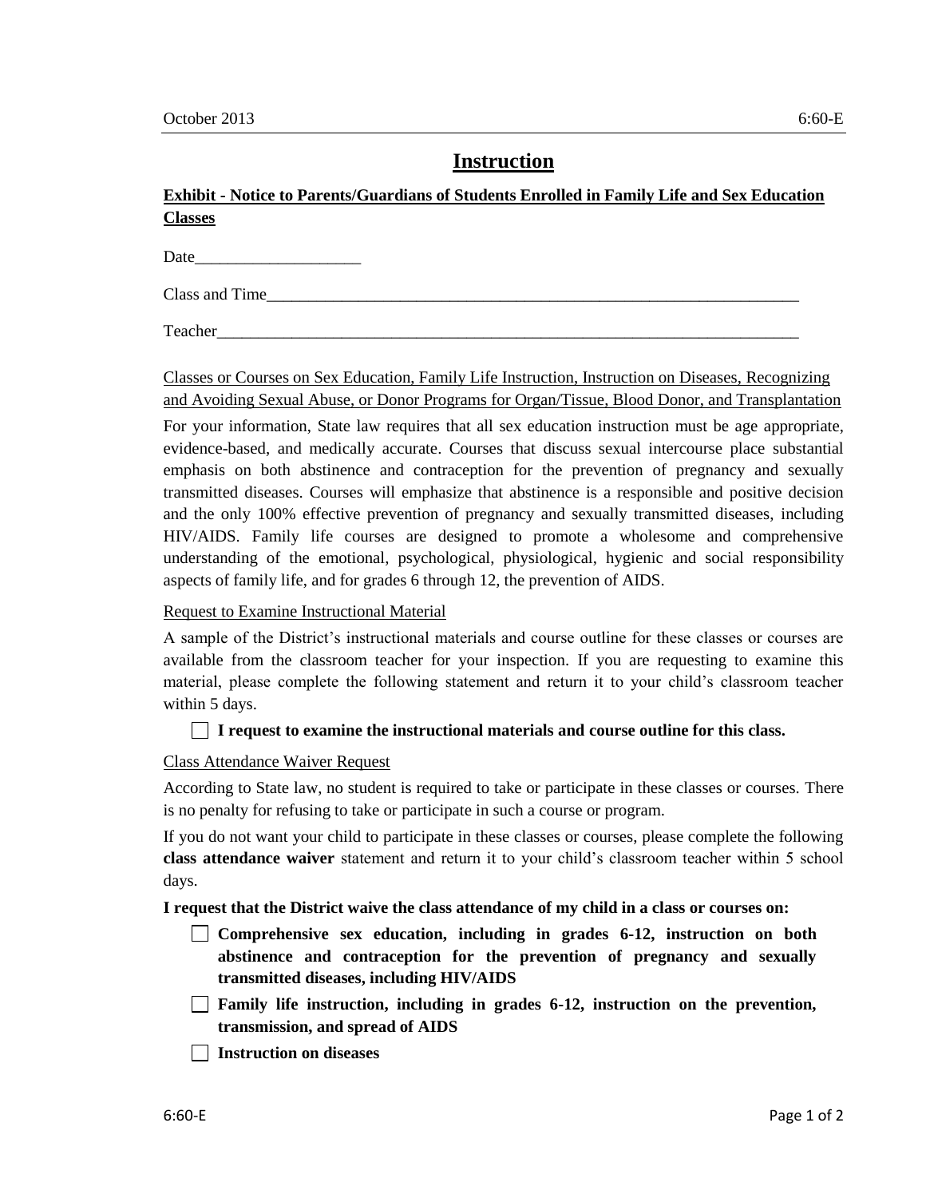# Instruction

**Exhibit - Notice to Parents/Guardians of Students Enrolled in Family Life and Sex Education Classes**

Date____________________

Class and Time_____________________________________________________________________

Teacher___________________________________________________________________________

Classes or Courses on Sex Education, Family Life Instruction, Instruction on Diseases, Recognizing and Avoiding Sexual Abuse, or Donor Programs for Organ/Tissue, Blood Donor, and Transplantation

For your information, State law requires that all sex education instruction must be age appropriate, evidence-based, and medically accurate. Courses that discuss sexual intercourse place substantial emphasis on both abstinence and contraception for the prevention of pregnancy and sexually transmitted diseases. Courses will emphasize that abstinence is a responsible and positive decision and the only 100% effective prevention of pregnancy and sexually transmitted diseases, including HIV/AIDS. Family life courses are designed to promote a wholesome and comprehensive understanding of the emotional, psychological, physiological, hygienic and social responsibility aspects of family life, and for grades 6 through 12, the prevention of AIDS.

Request to Examine Instructional Material

A sample of the District's instructional materials and course outline for these classes or courses are available from the classroom teacher for your inspection. If you are requesting to examine this material, please complete the following statement and return it to your child's classroom teacher within 5 days.

☐ **I request to examine the instructional materials and course outline for this class.**

Class Attendance Waiver Request

According to State law, no student is required to take or participate in these classes or courses. There is no penalty for refusing to take or participate in such a course or program.

If you do not want your child to participate in these classes or courses, please complete the following **class attendance waiver** statement and return it to your child's classroom teacher within 5 school days.

**I request that the District waive the class attendance of my child in a class or courses on:**

☐ **Comprehensive sex education, including in grades 6-12, instruction on both abstinence and contraception for the prevention of pregnancy and sexually transmitted diseases, including HIV/AIDS**

☐ **Family life instruction, including in grades 6-12, instruction on the prevention, transmission, and spread of AIDS**

☐ **Instruction on diseases**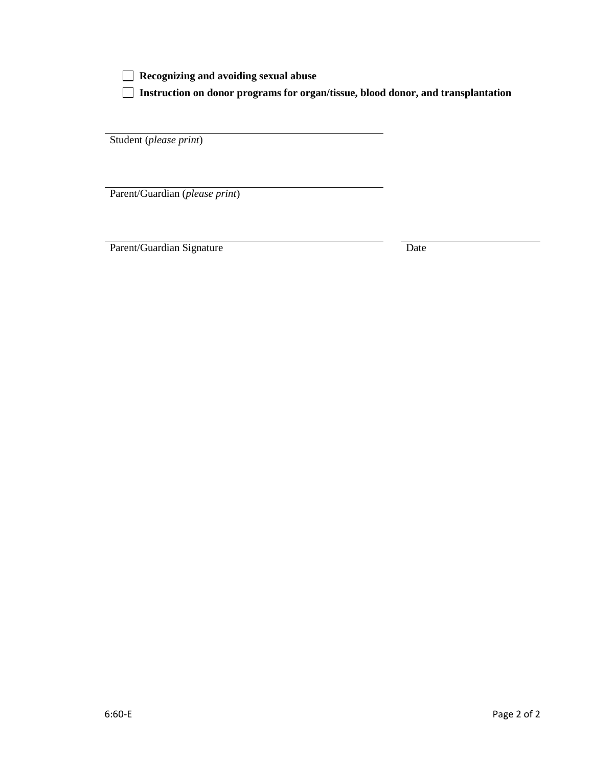- [ ] **Recognizing and avoiding sexual abuse**
- [ ] **Instruction on donor programs for organ/tissue, blood donor, and transplantation**

\_\_\_\_\_\_\_\_\_\_\_\_\_\_\_\_\_\_\_\_\_\_\_\_\_\_\_\_\_\_\_\_\_\_\_\_\_\_\_\_

Student (*please print*)

\_\_\_\_\_\_\_\_\_\_\_\_\_\_\_\_\_\_\_\_\_\_\_\_\_\_\_\_\_\_\_\_\_\_\_\_\_\_\_\_

Parent/Guardian (*please print*)

\_\_\_\_\_\_\_\_\_\_\_\_\_\_\_\_\_\_\_\_\_\_\_\_\_\_\_\_\_\_\_\_\_\_\_\_\_\_\_\_ \_\_\_\_\_\_\_\_\_\_\_\_\_\_\_\_\_\_\_\_

Parent/Guardian Signature Date